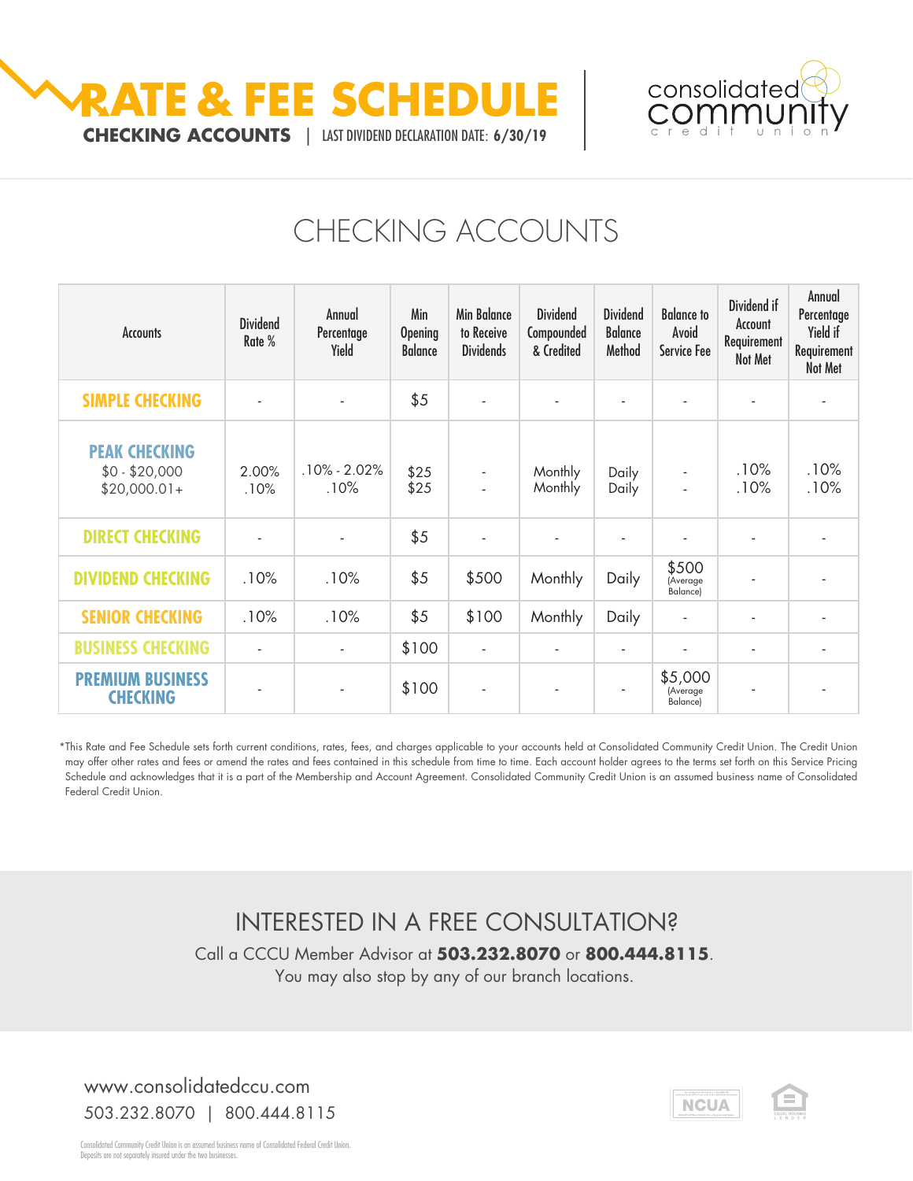# RATE & FEE SCHEDULE

**CHECKING ACCOUNTS** | LAST DIVIDEND DECLARATION DATE: **6/30/19**

consolidated community credit union

## CHECKING ACCOUNTS

| Accounts | Dividend Rate % | Annual Percentage Yield | Min Opening Balance | Min Balance to Receive Dividends | Dividend Compounded & Credited | Dividend Balance Method | Balance to Avoid Service Fee | Dividend if Account Requirement Not Met | Annual Percentage Yield if Requirement Not Met |
|---|---|---|---|---|---|---|---|---|---|
| **SIMPLE CHECKING** | - | - | $5 | - | - | - | - | - | - |
| **PEAK CHECKING** $0 - $20,000 | 2.00% | .10% - 2.02% | $25 | - | Monthly | Daily | - | .10% | .10% |
| $20,000.01+ | .10% | .10% | $25 | - | Monthly | Daily | - | .10% | .10% |
| **DIRECT CHECKING** | - | - | $5 | - | - | - | - | - | - |
| **DIVIDEND CHECKING** | .10% | .10% | $5 | $500 | Monthly | Daily | $500 (Average Balance) | - | - |
| **SENIOR CHECKING** | .10% | .10% | $5 | $100 | Monthly | Daily | - | - | - |
| **BUSINESS CHECKING** | - | - | $100 | - | - | - | - | - | - |
| **PREMIUM BUSINESS CHECKING** | - | - | $100 | - | - | - | $5,000 (Average Balance) | - | - |

*This Rate and Fee Schedule sets forth current conditions, rates, fees, and charges applicable to your accounts held at Consolidated Community Credit Union. The Credit Union may offer other rates and fees or amend the rates and fees contained in this schedule from time to time. Each account holder agrees to the terms set forth on this Service Pricing Schedule and acknowledges that it is a part of the Membership and Account Agreement. Consolidated Community Credit Union is an assumed business name of Consolidated Federal Credit Union.

## INTERESTED IN A FREE CONSULTATION?

Call a CCCU Member Advisor at **503.232.8070** or **800.444.8115**.
You may also stop by any of our branch locations.

www.consolidatedccu.com
503.232.8070 | 800.444.8115

Consolidated Community Credit Union is an assumed business name of Consolidated Federal Credit Union.
Deposits are not separately insured under the two businesses.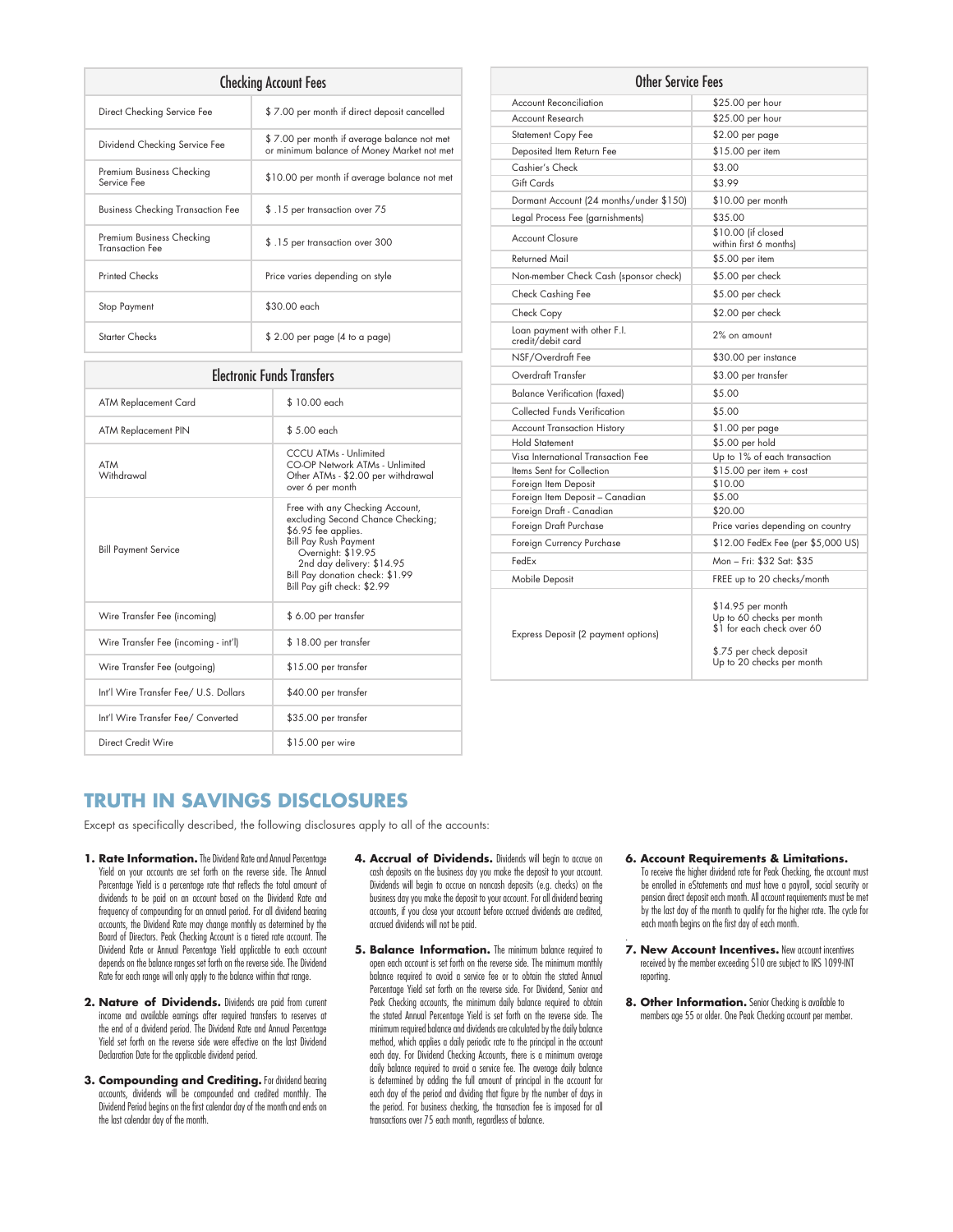| Checking Account Fees | |
|---|---|
| Direct Checking Service Fee | $ 7.00 per month if direct deposit cancelled |
| Dividend Checking Service Fee | $ 7.00 per month if average balance not met or minimum balance of Money Market not met |
| Premium Business Checking Service Fee | $10.00 per month if average balance not met |
| Business Checking Transaction Fee | $ .15 per transaction over 75 |
| Premium Business Checking Transaction Fee | $ .15 per transaction over 300 |
| Printed Checks | Price varies depending on style |
| Stop Payment | $30.00 each |
| Starter Checks | $ 2.00 per page (4 to a page) |

| Electronic Funds Transfers | |
|---|---|
| ATM Replacement Card | $ 10.00 each |
| ATM Replacement PIN | $ 5.00 each |
| ATM Withdrawal | CCCU ATMs - Unlimited<br>CO-OP Network ATMs - Unlimited<br>Other ATMs - $2.00 per withdrawal over 6 per month |
| Bill Payment Service | Free with any Checking Account, excluding Second Chance Checking; $6.95 fee applies.<br>Bill Pay Rush Payment<br>Overnight: $19.95<br>2nd day delivery: $14.95<br>Bill Pay donation check: $1.99<br>Bill Pay gift check: $2.99 |
| Wire Transfer Fee (incoming) | $ 6.00 per transfer |
| Wire Transfer Fee (incoming - int'l) | $ 18.00 per transfer |
| Wire Transfer Fee (outgoing) | $15.00 per transfer |
| Int'l Wire Transfer Fee/ U.S. Dollars | $40.00 per transfer |
| Int'l Wire Transfer Fee/ Converted | $35.00 per transfer |
| Direct Credit Wire | $15.00 per wire |

| Other Service Fees | |
|---|---|
| Account Reconciliation | $25.00 per hour |
| Account Research | $25.00 per hour |
| Statement Copy Fee | $2.00 per page |
| Deposited Item Return Fee | $15.00 per item |
| Cashier's Check | $3.00 |
| Gift Cards | $3.99 |
| Dormant Account (24 months/under $150) | $10.00 per month |
| Legal Process Fee (garnishments) | $35.00 |
| Account Closure | $10.00 (if closed within first 6 months) |
| Returned Mail | $5.00 per item |
| Non-member Check Cash (sponsor check) | $5.00 per check |
| Check Cashing Fee | $5.00 per check |
| Check Copy | $2.00 per check |
| Loan payment with other F.I. credit/debit card | 2% on amount |
| NSF/Overdraft Fee | $30.00 per instance |
| Overdraft Transfer | $3.00 per transfer |
| Balance Verification (faxed) | $5.00 |
| Collected Funds Verification | $5.00 |
| Account Transaction History | $1.00 per page |
| Hold Statement | $5.00 per hold |
| Visa International Transaction Fee | Up to 1% of each transaction |
| Items Sent for Collection | $15.00 per item + cost |
| Foreign Item Deposit | $10.00 |
| Foreign Item Deposit – Canadian | $5.00 |
| Foreign Draft - Canadian | $20.00 |
| Foreign Draft Purchase | Price varies depending on country |
| Foreign Currency Purchase | $12.00 FedEx Fee (per $5,000 US) |
| FedEx | Mon – Fri: $32 Sat: $35 |
| Mobile Deposit | FREE up to 20 checks/month |
| Express Deposit (2 payment options) | $14.95 per month<br>Up to 60 checks per month<br>$1 for each check over 60<br><br>$.75 per check deposit<br>Up to 20 checks per month |

# TRUTH IN SAVINGS DISCLOSURES

Except as specifically described, the following disclosures apply to all of the accounts:

**1. Rate Information.** The Dividend Rate and Annual Percentage Yield on your accounts are set forth on the reverse side. The Annual Percentage Yield is a percentage rate that reflects the total amount of dividends to be paid on an account based on the Dividend Rate and frequency of compounding for an annual period. For all dividend bearing accounts, the Dividend Rate may change monthly as determined by the Board of Directors. Peak Checking Account is a tiered rate account. The Dividend Rate or Annual Percentage Yield applicable to each account depends on the balance ranges set forth on the reverse side. The Dividend Rate for each range will only apply to the balance within that range.

**2. Nature of Dividends.** Dividends are paid from current income and available earnings after required transfers to reserves at the end of a dividend period. The Dividend Rate and Annual Percentage Yield set forth on the reverse side were effective on the last Dividend Declaration Date for the applicable dividend period.

**3. Compounding and Crediting.** For dividend bearing accounts, dividends will be compounded and credited monthly. The Dividend Period begins on the first calendar day of the month and ends on the last calendar day of the month.

**4. Accrual of Dividends.** Dividends will begin to accrue on cash deposits on the business day you make the deposit to your account. Dividends will begin to accrue on noncash deposits (e.g. checks) on the business day you make the deposit to your account. For all dividend bearing accounts, if you close your account before accrued dividends are credited, accrued dividends will not be paid.

**5. Balance Information.** The minimum balance required to open each account is set forth on the reverse side. The minimum monthly balance required to avoid a service fee or to obtain the stated Annual Percentage Yield set forth on the reverse side. For Dividend, Senior and Peak Checking accounts, the minimum daily balance required to obtain the stated Annual Percentage Yield is set forth on the reverse side. The minimum required balance and dividends are calculated by the daily balance method, which applies a daily periodic rate to the principal in the account each day. For Dividend Checking Accounts, there is a minimum average daily balance required to avoid a service fee. The average daily balance is determined by adding the full amount of principal in the account for each day of the period and dividing that figure by the number of days in the period. For business checking, the transaction fee is imposed for all transactions over 75 each month, regardless of balance.

**6. Account Requirements & Limitations.** To receive the higher dividend rate for Peak Checking, the account must be enrolled in eStatements and must have a payroll, social security or pension direct deposit each month. All account requirements must be met by the last day of the month to qualify for the higher rate. The cycle for each month begins on the first day of each month.

**7. New Account Incentives.** New account incentives received by the member exceeding $10 are subject to IRS 1099-INT reporting.

**8. Other Information.** Senior Checking is available to members age 55 or older. One Peak Checking account per member.